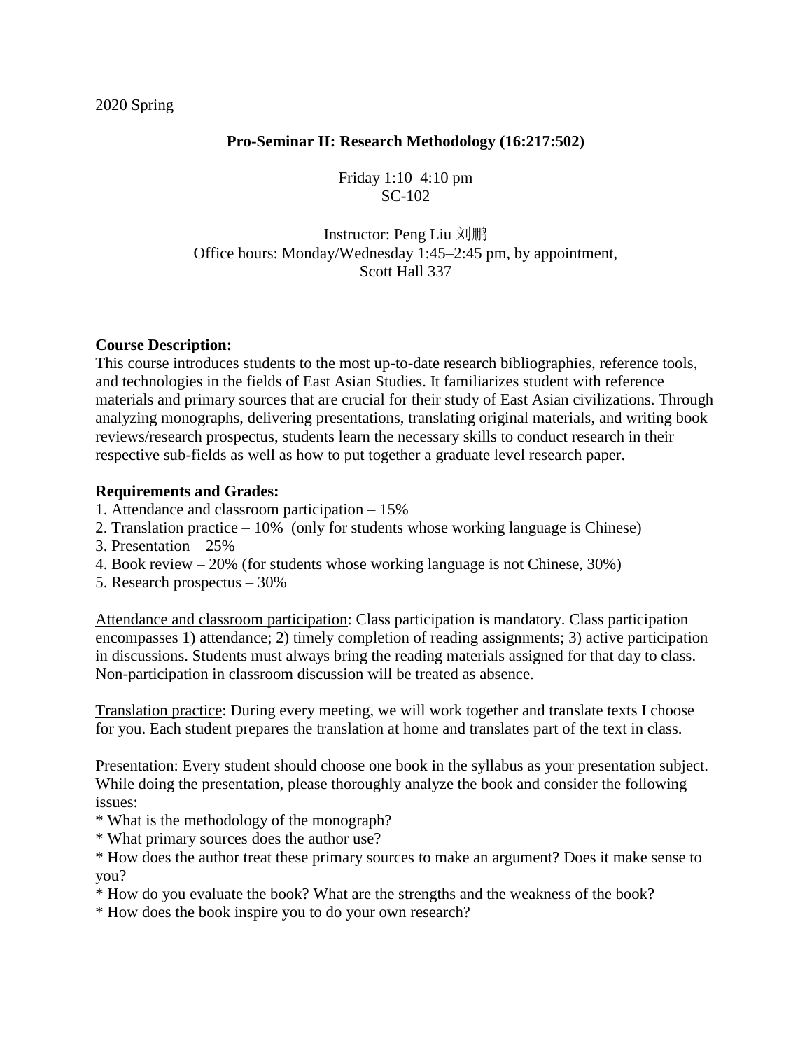2020 Spring

**Pro-Seminar II: Research Methodology (16:217:502)**

Friday 1:10–4:10 pm
SC-102

Instructor: Peng Liu 刘鹏
Office hours: Monday/Wednesday 1:45–2:45 pm, by appointment,
Scott Hall 337

**Course Description:**

This course introduces students to the most up-to-date research bibliographies, reference tools, and technologies in the fields of East Asian Studies. It familiarizes student with reference materials and primary sources that are crucial for their study of East Asian civilizations. Through analyzing monographs, delivering presentations, translating original materials, and writing book reviews/research prospectus, students learn the necessary skills to conduct research in their respective sub-fields as well as how to put together a graduate level research paper.

**Requirements and Grades:**

1. Attendance and classroom participation – 15%
2. Translation practice – 10% (only for students whose working language is Chinese)
3. Presentation – 25%
4. Book review – 20% (for students whose working language is not Chinese, 30%)
5. Research prospectus – 30%

<u>Attendance and classroom participation</u>: Class participation is mandatory. Class participation encompasses 1) attendance; 2) timely completion of reading assignments; 3) active participation in discussions. Students must always bring the reading materials assigned for that day to class. Non-participation in classroom discussion will be treated as absence.

<u>Translation practice</u>: During every meeting, we will work together and translate texts I choose for you. Each student prepares the translation at home and translates part of the text in class.

<u>Presentation</u>: Every student should choose one book in the syllabus as your presentation subject. While doing the presentation, please thoroughly analyze the book and consider the following issues:

* What is the methodology of the monograph?
* What primary sources does the author use?
* How does the author treat these primary sources to make an argument? Does it make sense to you?
* How do you evaluate the book? What are the strengths and the weakness of the book?
* How does the book inspire you to do your own research?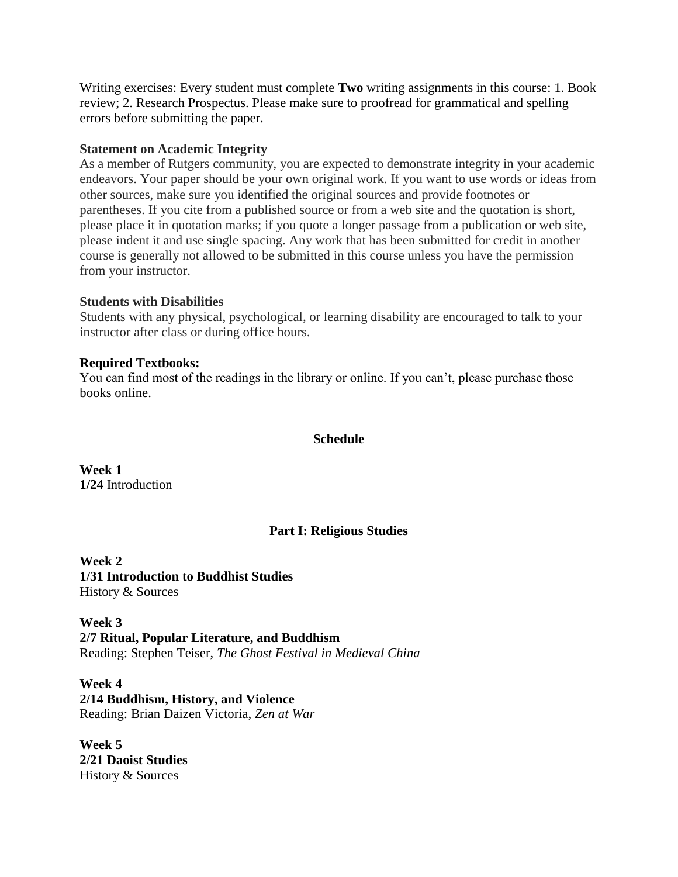<u>Writing exercises</u>: Every student must complete **Two** writing assignments in this course: 1. Book review; 2. Research Prospectus. Please make sure to proofread for grammatical and spelling errors before submitting the paper.

**Statement on Academic Integrity**

As a member of Rutgers community, you are expected to demonstrate integrity in your academic endeavors. Your paper should be your own original work. If you want to use words or ideas from other sources, make sure you identified the original sources and provide footnotes or parentheses. If you cite from a published source or from a web site and the quotation is short, please place it in quotation marks; if you quote a longer passage from a publication or web site, please indent it and use single spacing. Any work that has been submitted for credit in another course is generally not allowed to be submitted in this course unless you have the permission from your instructor.

**Students with Disabilities**

Students with any physical, psychological, or learning disability are encouraged to talk to your instructor after class or during office hours.

**Required Textbooks:**

You can find most of the readings in the library or online. If you can't, please purchase those books online.

## Schedule

**Week 1**
**1/24** Introduction

### Part I: Religious Studies

**Week 2**
**1/31 Introduction to Buddhist Studies**
History & Sources

**Week 3**
**2/7 Ritual, Popular Literature, and Buddhism**
Reading: Stephen Teiser, *The Ghost Festival in Medieval China*

**Week 4**
**2/14 Buddhism, History, and Violence**
Reading: Brian Daizen Victoria, *Zen at War*

**Week 5**
**2/21 Daoist Studies**
History & Sources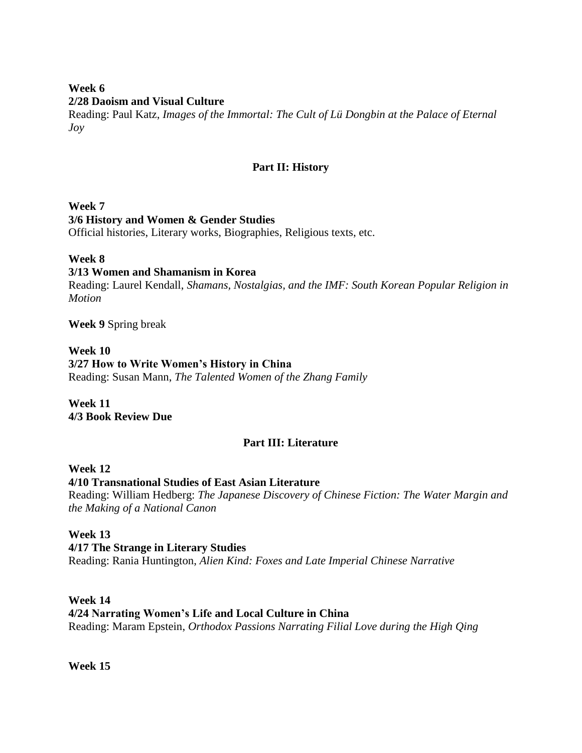**Week 6**
**2/28 Daoism and Visual Culture**
Reading: Paul Katz, *Images of the Immortal: The Cult of Lü Dongbin at the Palace of Eternal Joy*

## Part II: History

**Week 7**
**3/6 History and Women & Gender Studies**
Official histories, Literary works, Biographies, Religious texts, etc.

**Week 8**
**3/13 Women and Shamanism in Korea**
Reading: Laurel Kendall, *Shamans, Nostalgias, and the IMF: South Korean Popular Religion in Motion*

**Week 9** Spring break

**Week 10**
**3/27 How to Write Women's History in China**
Reading: Susan Mann, *The Talented Women of the Zhang Family*

**Week 11**
**4/3 Book Review Due**

## Part III: Literature

**Week 12**
**4/10 Transnational Studies of East Asian Literature**
Reading: William Hedberg: *The Japanese Discovery of Chinese Fiction: The Water Margin and the Making of a National Canon*

**Week 13**
**4/17 The Strange in Literary Studies**
Reading: Rania Huntington, *Alien Kind: Foxes and Late Imperial Chinese Narrative*

**Week 14**
**4/24 Narrating Women's Life and Local Culture in China**
Reading: Maram Epstein, *Orthodox Passions Narrating Filial Love during the High Qing*

**Week 15**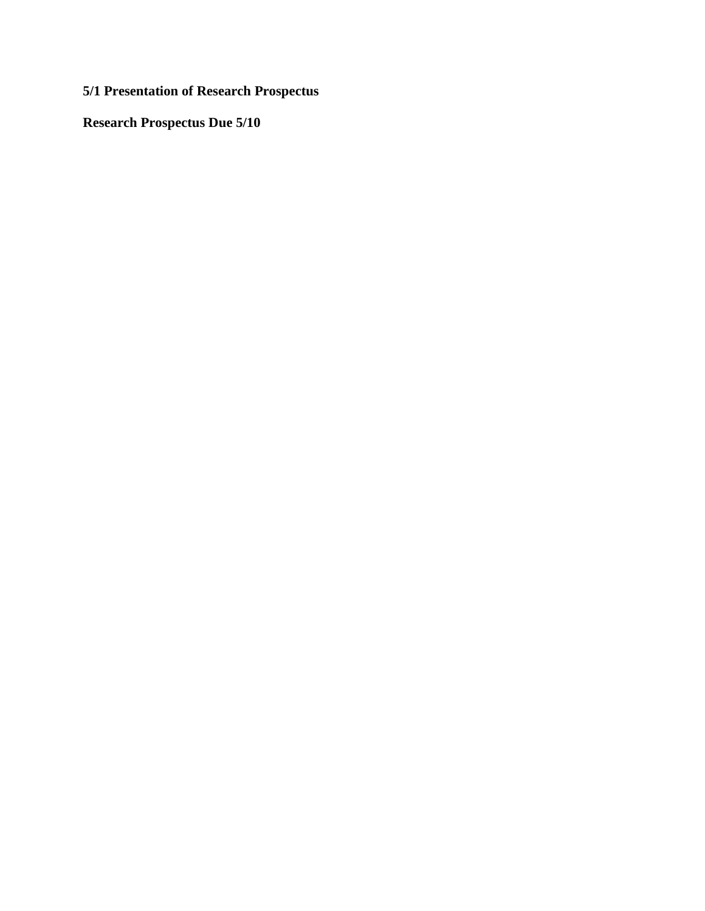**5/1 Presentation of Research Prospectus**

**Research Prospectus Due 5/10**